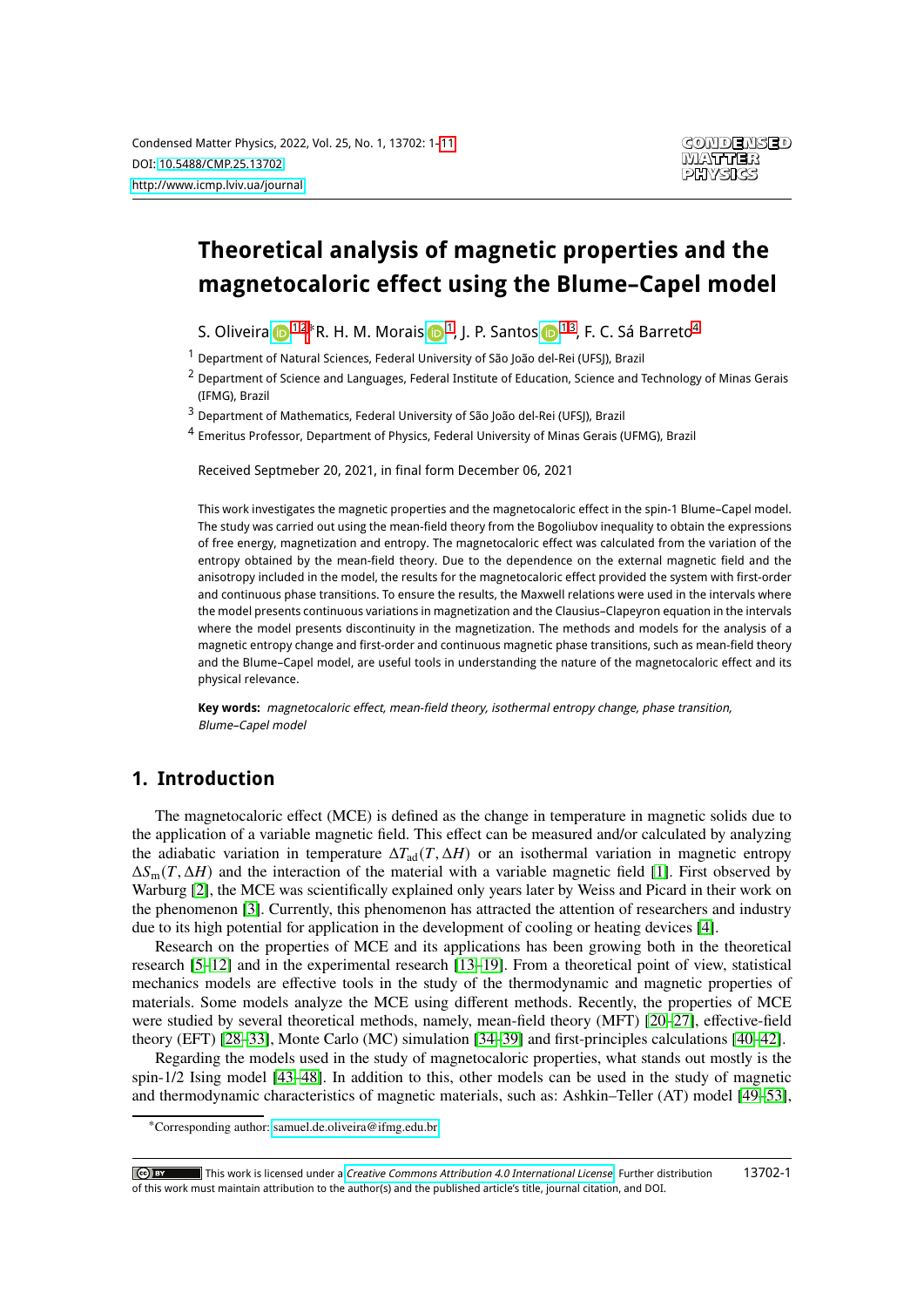# Theoretical analysis of magnetic properties and the magnetocaloric effect using the Blume–Capel model

S. Oliveira [1,2]*, R. H. M. Morais [1], J. P. Santos [1,3], F. C. Sá Barreto [4]

[1] Department of Natural Sciences, Federal University of São João del-Rei (UFSJ), Brazil

[2] Department of Science and Languages, Federal Institute of Education, Science and Technology of Minas Gerais (IFMG), Brazil

[3] Department of Mathematics, Federal University of São João del-Rei (UFSJ), Brazil

[4] Emeritus Professor, Department of Physics, Federal University of Minas Gerais (UFMG), Brazil

Received Septmeber 20, 2021, in final form December 06, 2021

This work investigates the magnetic properties and the magnetocaloric effect in the spin-1 Blume–Capel model. The study was carried out using the mean-field theory from the Bogoliubov inequality to obtain the expressions of free energy, magnetization and entropy. The magnetocaloric effect was calculated from the variation of the entropy obtained by the mean-field theory. Due to the dependence on the external magnetic field and the anisotropy included in the model, the results for the magnetocaloric effect provided the system with first-order and continuous phase transitions. To ensure the results, the Maxwell relations were used in the intervals where the model presents continuous variations in magnetization and the Clausius–Clapeyron equation in the intervals where the model presents discontinuity in the magnetization. The methods and models for the analysis of a magnetic entropy change and first-order and continuous magnetic phase transitions, such as mean-field theory and the Blume–Capel model, are useful tools in understanding the nature of the magnetocaloric effect and its physical relevance.

**Key words:** *magnetocaloric effect, mean-field theory, isothermal entropy change, phase transition, Blume–Capel model*

## 1. Introduction

The magnetocaloric effect (MCE) is defined as the change in temperature in magnetic solids due to the application of a variable magnetic field. This effect can be measured and/or calculated by analyzing the adiabatic variation in temperature $\Delta T_{\text{ad}}(T, \Delta H)$ or an isothermal variation in magnetic entropy $\Delta S_{\text{m}}(T, \Delta H)$ and the interaction of the material with a variable magnetic field [1]. First observed by Warburg [2], the MCE was scientifically explained only years later by Weiss and Picard in their work on the phenomenon [3]. Currently, this phenomenon has attracted the attention of researchers and industry due to its high potential for application in the development of cooling or heating devices [4].

Research on the properties of MCE and its applications has been growing both in the theoretical research [5–12] and in the experimental research [13–19]. From a theoretical point of view, statistical mechanics models are effective tools in the study of the thermodynamic and magnetic properties of materials. Some models analyze the MCE using different methods. Recently, the properties of MCE were studied by several theoretical methods, namely, mean-field theory (MFT) [20–27], effective-field theory (EFT) [28–33], Monte Carlo (MC) simulation [34–39] and first-principles calculations [40–42].

Regarding the models used in the study of magnetocaloric properties, what stands out mostly is the spin-1/2 Ising model [43–48]. In addition to this, other models can be used in the study of magnetic and thermodynamic characteristics of magnetic materials, such as: Ashkin–Teller (AT) model [49–53],

*Corresponding author: samuel.de.oliveira@ifmg.edu.br

This work is licensed under a *Creative Commons Attribution 4.0 International License*. Further distribution of this work must maintain attribution to the author(s) and the published article's title, journal citation, and DOI.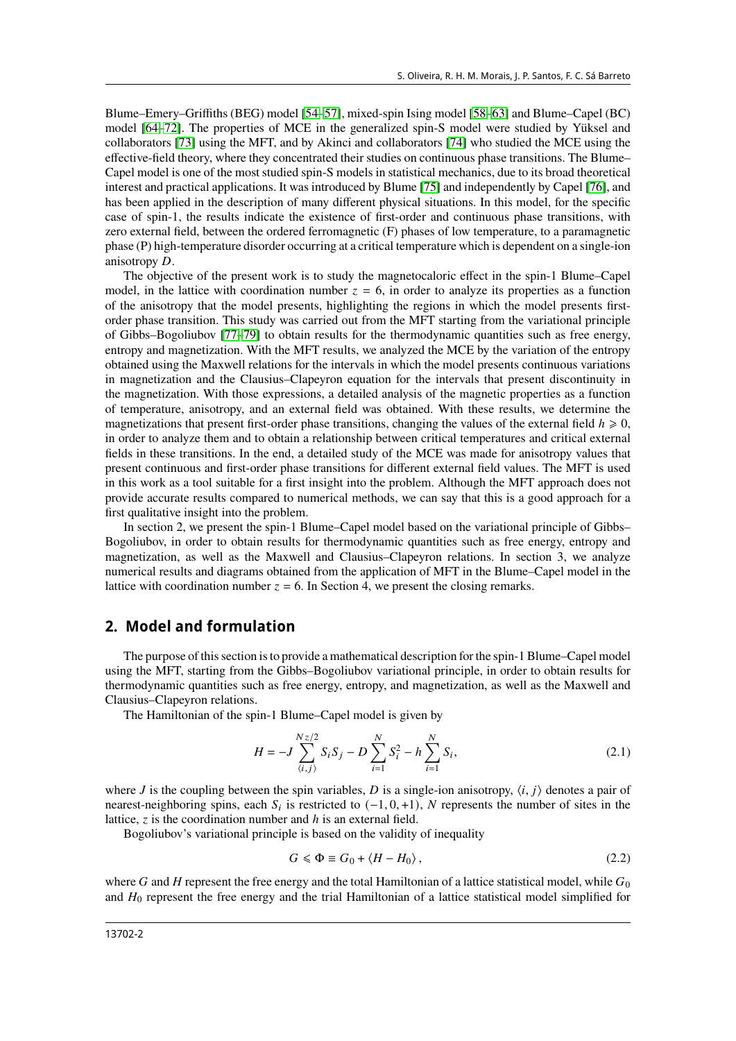Blume–Emery–Griffiths (BEG) model [54–57], mixed-spin Ising model [58–63] and Blume–Capel (BC) model [64–72]. The properties of MCE in the generalized spin-S model were studied by Yüksel and collaborators [73] using the MFT, and by Akinci and collaborators [74] who studied the MCE using the effective-field theory, where they concentrated their studies on continuous phase transitions. The Blume–Capel model is one of the most studied spin-S models in statistical mechanics, due to its broad theoretical interest and practical applications. It was introduced by Blume [75] and independently by Capel [76], and has been applied in the description of many different physical situations. In this model, for the specific case of spin-1, the results indicate the existence of first-order and continuous phase transitions, with zero external field, between the ordered ferromagnetic (F) phases of low temperature, to a paramagnetic phase (P) high-temperature disorder occurring at a critical temperature which is dependent on a single-ion anisotropy $D$.

The objective of the present work is to study the magnetocaloric effect in the spin-1 Blume–Capel model, in the lattice with coordination number $z = 6$, in order to analyze its properties as a function of the anisotropy that the model presents, highlighting the regions in which the model presents first-order phase transition. This study was carried out from the MFT starting from the variational principle of Gibbs–Bogoliubov [77–79] to obtain results for the thermodynamic quantities such as free energy, entropy and magnetization. With the MFT results, we analyzed the MCE by the variation of the entropy obtained using the Maxwell relations for the intervals in which the model presents continuous variations in magnetization and the Clausius–Clapeyron equation for the intervals that present discontinuity in the magnetization. With those expressions, a detailed analysis of the magnetic properties as a function of temperature, anisotropy, and an external field was obtained. With these results, we determine the magnetizations that present first-order phase transitions, changing the values of the external field $h \geqslant 0$, in order to analyze them and to obtain a relationship between critical temperatures and critical external fields in these transitions. In the end, a detailed study of the MCE was made for anisotropy values that present continuous and first-order phase transitions for different external field values. The MFT is used in this work as a tool suitable for a first insight into the problem. Although the MFT approach does not provide accurate results compared to numerical methods, we can say that this is a good approach for a first qualitative insight into the problem.

In section 2, we present the spin-1 Blume–Capel model based on the variational principle of Gibbs–Bogoliubov, in order to obtain results for thermodynamic quantities such as free energy, entropy and magnetization, as well as the Maxwell and Clausius–Clapeyron relations. In section 3, we analyze numerical results and diagrams obtained from the application of MFT in the Blume–Capel model in the lattice with coordination number $z = 6$. In Section 4, we present the closing remarks.

## 2. Model and formulation

The purpose of this section is to provide a mathematical description for the spin-1 Blume–Capel model using the MFT, starting from the Gibbs–Bogoliubov variational principle, in order to obtain results for thermodynamic quantities such as free energy, entropy, and magnetization, as well as the Maxwell and Clausius–Clapeyron relations.

The Hamiltonian of the spin-1 Blume–Capel model is given by

$$H = -J \sum_{\langle i,j \rangle}^{Nz/2} S_i S_j - D \sum_{i=1}^{N} S_i^2 - h \sum_{i=1}^{N} S_i, \tag{2.1}$$

where $J$ is the coupling between the spin variables, $D$ is a single-ion anisotropy, $\langle i, j\rangle$ denotes a pair of nearest-neighboring spins, each $S_i$ is restricted to $(-1, 0, +1)$, $N$ represents the number of sites in the lattice, $z$ is the coordination number and $h$ is an external field.

Bogoliubov's variational principle is based on the validity of inequality

$$G \leqslant \Phi \equiv G_0 + \langle H - H_0 \rangle, \tag{2.2}$$

where $G$ and $H$ represent the free energy and the total Hamiltonian of a lattice statistical model, while $G_0$ and $H_0$ represent the free energy and the trial Hamiltonian of a lattice statistical model simplified for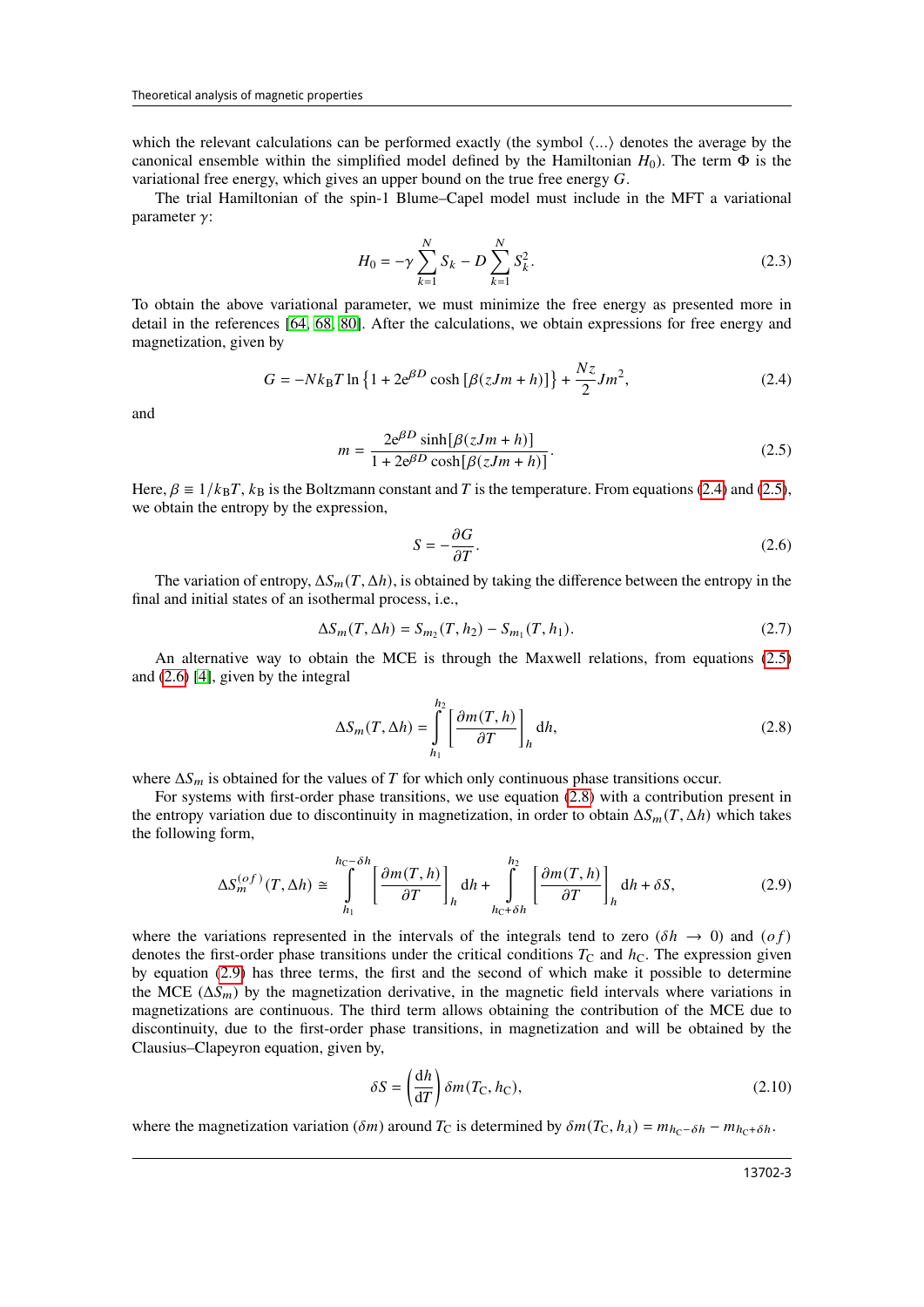which the relevant calculations can be performed exactly (the symbol $\langle ... \rangle$ denotes the average by the canonical ensemble within the simplified model defined by the Hamiltonian $H_0$). The term $\Phi$ is the variational free energy, which gives an upper bound on the true free energy $G$.

The trial Hamiltonian of the spin-1 Blume–Capel model must include in the MFT a variational parameter $\gamma$:

$$H_0 = -\gamma \sum_{k=1}^{N} S_k - D \sum_{k=1}^{N} S_k^2. \tag{2.3}$$

To obtain the above variational parameter, we must minimize the free energy as presented more in detail in the references [64, 68, 80]. After the calculations, we obtain expressions for free energy and magnetization, given by

$$G = -N k_{\mathrm{B}} T \ln \left\{ 1 + 2\mathrm{e}^{\beta D} \cosh \left[ \beta (zJm + h) \right] \right\} + \frac{Nz}{2} Jm^2, \tag{2.4}$$

and

$$m = \frac{2\mathrm{e}^{\beta D} \sinh[\beta(zJm + h)]}{1 + 2\mathrm{e}^{\beta D} \cosh[\beta(zJm + h)]}. \tag{2.5}$$

Here, $\beta \equiv 1/k_{\mathrm{B}}T$, $k_{\mathrm{B}}$ is the Boltzmann constant and $T$ is the temperature. From equations (2.4) and (2.5), we obtain the entropy by the expression,

$$S = -\frac{\partial G}{\partial T}. \tag{2.6}$$

The variation of entropy, $\Delta S_m(T, \Delta h)$, is obtained by taking the difference between the entropy in the final and initial states of an isothermal process, i.e.,

$$\Delta S_m(T, \Delta h) = S_{m_2}(T, h_2) - S_{m_1}(T, h_1). \tag{2.7}$$

An alternative way to obtain the MCE is through the Maxwell relations, from equations (2.5) and (2.6) [4], given by the integral

$$\Delta S_m(T, \Delta h) = \int_{h_1}^{h_2} \left[ \frac{\partial m(T, h)}{\partial T} \right]_h \mathrm{d}h, \tag{2.8}$$

where $\Delta S_m$ is obtained for the values of $T$ for which only continuous phase transitions occur.

For systems with first-order phase transitions, we use equation (2.8) with a contribution present in the entropy variation due to discontinuity in magnetization, in order to obtain $\Delta S_m(T, \Delta h)$ which takes the following form,

$$\Delta S_m^{(of)}(T, \Delta h) \cong \int_{h_1}^{h_{\mathrm{C}}-\delta h} \left[ \frac{\partial m(T, h)}{\partial T} \right]_h \mathrm{d}h + \int_{h_{\mathrm{C}}+\delta h}^{h_2} \left[ \frac{\partial m(T, h)}{\partial T} \right]_h \mathrm{d}h + \delta S, \tag{2.9}$$

where the variations represented in the intervals of the integrals tend to zero ($\delta h \to 0$) and $(of)$ denotes the first-order phase transitions under the critical conditions $T_{\mathrm{C}}$ and $h_{\mathrm{C}}$. The expression given by equation (2.9) has three terms, the first and the second of which make it possible to determine the MCE ($\Delta S_m$) by the magnetization derivative, in the magnetic field intervals where variations in magnetizations are continuous. The third term allows obtaining the contribution of the MCE due to discontinuity, due to the first-order phase transitions, in magnetization and will be obtained by the Clausius–Clapeyron equation, given by,

$$\delta S = \left( \frac{\mathrm{d}h}{\mathrm{d}T} \right) \delta m(T_{\mathrm{C}}, h_{\mathrm{C}}), \tag{2.10}$$

where the magnetization variation ($\delta m$) around $T_{\mathrm{C}}$ is determined by $\delta m(T_{\mathrm{C}}, h_\lambda) = m_{h_{\mathrm{C}}-\delta h} - m_{h_{\mathrm{C}}+\delta h}$.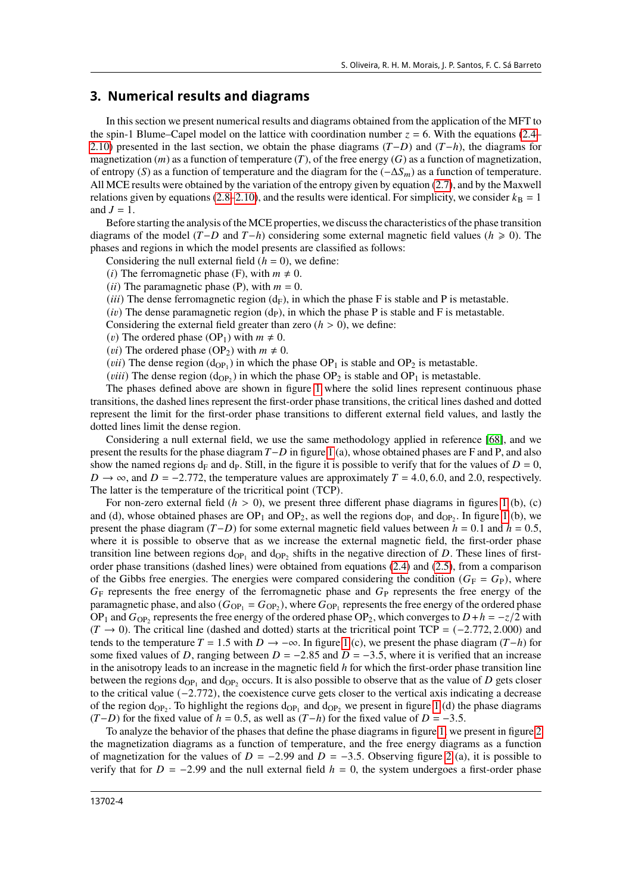## 3. Numerical results and diagrams

In this section we present numerical results and diagrams obtained from the application of the MFT to the spin-1 Blume–Capel model on the lattice with coordination number $z = 6$. With the equations (2.4–2.10) presented in the last section, we obtain the phase diagrams ($T$−$D$) and ($T$−$h$), the diagrams for magnetization ($m$) as a function of temperature ($T$), of the free energy ($G$) as a function of magnetization, of entropy ($S$) as a function of temperature and the diagram for the ($-\Delta S_m$) as a function of temperature. All MCE results were obtained by the variation of the entropy given by equation (2.7), and by the Maxwell relations given by equations (2.8–2.10), and the results were identical. For simplicity, we consider $k_\mathrm{B} = 1$ and $J = 1$.

Before starting the analysis of the MCE properties, we discuss the characteristics of the phase transition diagrams of the model ($T$−$D$ and $T$−$h$) considering some external magnetic field values ($h \geqslant 0$). The phases and regions in which the model presents are classified as follows:

Considering the null external field ($h = 0$), we define:

($i$) The ferromagnetic phase (F), with $m \neq 0$.

($ii$) The paramagnetic phase (P), with $m = 0$.

($iii$) The dense ferromagnetic region ($\mathrm{d_F}$), in which the phase F is stable and P is metastable.

($iv$) The dense paramagnetic region ($\mathrm{d_P}$), in which the phase P is stable and F is metastable.

Considering the external field greater than zero ($h > 0$), we define:

($v$) The ordered phase ($\mathrm{OP_1}$) with $m \neq 0$.

($vi$) The ordered phase ($\mathrm{OP_2}$) with $m \neq 0$.

($vii$) The dense region ($\mathrm{d_{OP_1}}$) in which the phase $\mathrm{OP_1}$ is stable and $\mathrm{OP_2}$ is metastable.

($viii$) The dense region ($\mathrm{d_{OP_2}}$) in which the phase $\mathrm{OP_2}$ is stable and $\mathrm{OP_1}$ is metastable.

The phases defined above are shown in figure 1 where the solid lines represent continuous phase transitions, the dashed lines represent the first-order phase transitions, the critical lines dashed and dotted represent the limit for the first-order phase transitions to different external field values, and lastly the dotted lines limit the dense region.

Considering a null external field, we use the same methodology applied in reference [68], and we present the results for the phase diagram $T$−$D$ in figure 1 (a), whose obtained phases are F and P, and also show the named regions $\mathrm{d_F}$ and $\mathrm{d_P}$. Still, in the figure it is possible to verify that for the values of $D = 0$, $D \to \infty$, and $D = -2.772$, the temperature values are approximately $T = 4.0, 6.0$, and $2.0$, respectively. The latter is the temperature of the tricritical point (TCP).

For non-zero external field ($h > 0$), we present three different phase diagrams in figures 1 (b), (c) and (d), whose obtained phases are $\mathrm{OP_1}$ and $\mathrm{OP_2}$, as well the regions $\mathrm{d_{OP_1}}$ and $\mathrm{d_{OP_2}}$. In figure 1 (b), we present the phase diagram ($T$−$D$) for some external magnetic field values between $h = 0.1$ and $h = 0.5$, where it is possible to observe that as we increase the external magnetic field, the first-order phase transition line between regions $\mathrm{d_{OP_1}}$ and $\mathrm{d_{OP_2}}$ shifts in the negative direction of $D$. These lines of first-order phase transitions (dashed lines) were obtained from equations (2.4) and (2.5), from a comparison of the Gibbs free energies. The energies were compared considering the condition ($G_\mathrm{F} = G_\mathrm{P}$), where $G_\mathrm{F}$ represents the free energy of the ferromagnetic phase and $G_\mathrm{P}$ represents the free energy of the paramagnetic phase, and also ($G_{\mathrm{OP_1}} = G_{\mathrm{OP_2}}$), where $G_{\mathrm{OP_1}}$ represents the free energy of the ordered phase $\mathrm{OP_1}$ and $G_{\mathrm{OP_2}}$ represents the free energy of the ordered phase $\mathrm{OP_2}$, which converges to $D + h = -z/2$ with ($T \to 0$). The critical line (dashed and dotted) starts at the tricritical point TCP $= (-2.772, 2.000)$ and tends to the temperature $T = 1.5$ with $D \to -\infty$. In figure 1 (c), we present the phase diagram ($T$−$h$) for some fixed values of $D$, ranging between $D = -2.85$ and $D = -3.5$, where it is verified that an increase in the anisotropy leads to an increase in the magnetic field $h$ for which the first-order phase transition line between the regions $\mathrm{d_{OP_1}}$ and $\mathrm{d_{OP_2}}$ occurs. It is also possible to observe that as the value of $D$ gets closer to the critical value ($-2.772$), the coexistence curve gets closer to the vertical axis indicating a decrease of the region $\mathrm{d_{OP_2}}$. To highlight the regions $\mathrm{d_{OP_1}}$ and $\mathrm{d_{OP_2}}$ we present in figure 1 (d) the phase diagrams ($T$−$D$) for the fixed value of $h = 0.5$, as well as ($T$−$h$) for the fixed value of $D = -3.5$.

To analyze the behavior of the phases that define the phase diagrams in figure 1, we present in figure 2 the magnetization diagrams as a function of temperature, and the free energy diagrams as a function of magnetization for the values of $D = -2.99$ and $D = -3.5$. Observing figure 2 (a), it is possible to verify that for $D = -2.99$ and the null external field $h = 0$, the system undergoes a first-order phase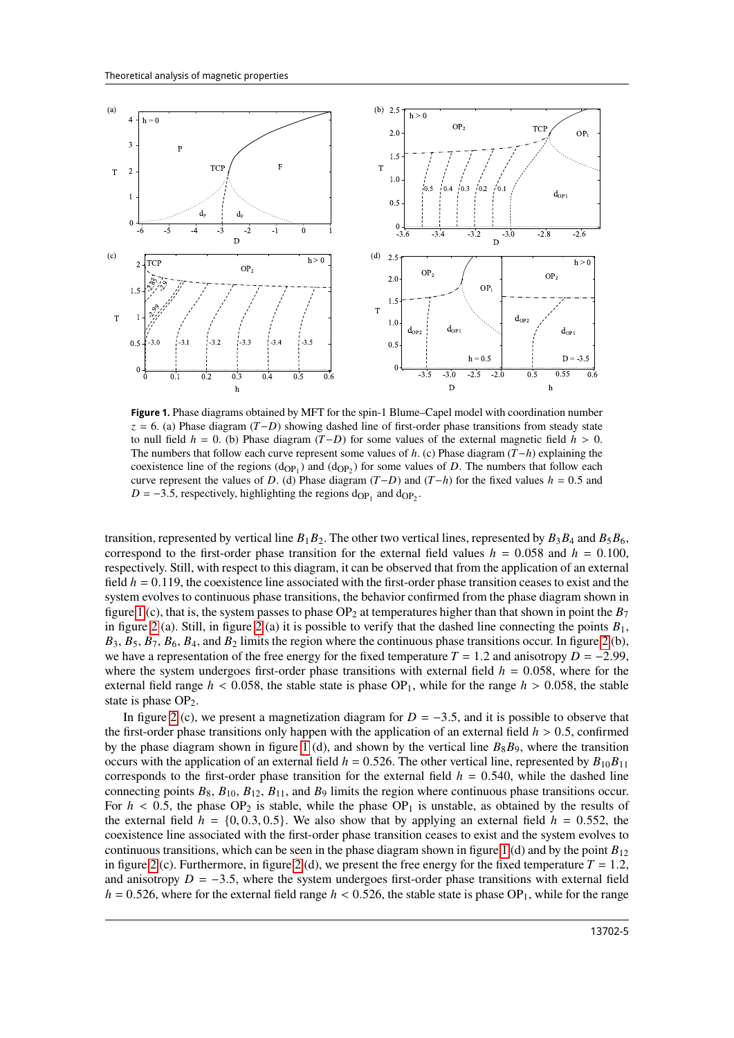**Figure 1.** Phase diagrams obtained by MFT for the spin-1 Blume–Capel model with coordination number $z = 6$. (a) Phase diagram $(T-D)$ showing dashed line of first-order phase transitions from steady state to null field $h = 0$. (b) Phase diagram $(T-D)$ for some values of the external magnetic field $h > 0$. The numbers that follow each curve represent some values of $h$. (c) Phase diagram $(T-h)$ explaining the coexistence line of the regions $(d_{OP_1})$ and $(d_{OP_2})$ for some values of $D$. The numbers that follow each curve represent the values of $D$. (d) Phase diagram $(T-D)$ and $(T-h)$ for the fixed values $h = 0.5$ and $D = -3.5$, respectively, highlighting the regions $d_{OP_1}$ and $d_{OP_2}$.

transition, represented by vertical line $B_1B_2$. The other two vertical lines, represented by $B_3B_4$ and $B_5B_6$, correspond to the first-order phase transition for the external field values $h = 0.058$ and $h = 0.100$, respectively. Still, with respect to this diagram, it can be observed that from the application of an external field $h = 0.119$, the coexistence line associated with the first-order phase transition ceases to exist and the system evolves to continuous phase transitions, the behavior confirmed from the phase diagram shown in figure 1 (c), that is, the system passes to phase $OP_2$ at temperatures higher than that shown in point the $B_7$ in figure 2 (a). Still, in figure 2 (a) it is possible to verify that the dashed line connecting the points $B_1$, $B_3$, $B_5$, $B_7$, $B_6$, $B_4$, and $B_2$ limits the region where the continuous phase transitions occur. In figure 2 (b), we have a representation of the free energy for the fixed temperature $T = 1.2$ and anisotropy $D = -2.99$, where the system undergoes first-order phase transitions with external field $h = 0.058$, where for the external field range $h < 0.058$, the stable state is phase $OP_1$, while for the range $h > 0.058$, the stable state is phase $OP_2$.

In figure 2 (c), we present a magnetization diagram for $D = -3.5$, and it is possible to observe that the first-order phase transitions only happen with the application of an external field $h > 0.5$, confirmed by the phase diagram shown in figure 1 (d), and shown by the vertical line $B_8B_9$, where the transition occurs with the application of an external field $h = 0.526$. The other vertical line, represented by $B_{10}B_{11}$ corresponds to the first-order phase transition for the external field $h = 0.540$, while the dashed line connecting points $B_8$, $B_{10}$, $B_{12}$, $B_{11}$, and $B_9$ limits the region where continuous phase transitions occur. For $h < 0.5$, the phase $OP_2$ is stable, while the phase $OP_1$ is unstable, as obtained by the results of the external field $h = \{0, 0.3, 0.5\}$. We also show that by applying an external field $h = 0.552$, the coexistence line associated with the first-order phase transition ceases to exist and the system evolves to continuous transitions, which can be seen in the phase diagram shown in figure 1 (d) and by the point $B_{12}$ in figure 2 (c). Furthermore, in figure 2 (d), we present the free energy for the fixed temperature $T = 1.2$, and anisotropy $D = -3.5$, where the system undergoes first-order phase transitions with external field $h = 0.526$, where for the external field range $h < 0.526$, the stable state is phase $OP_1$, while for the range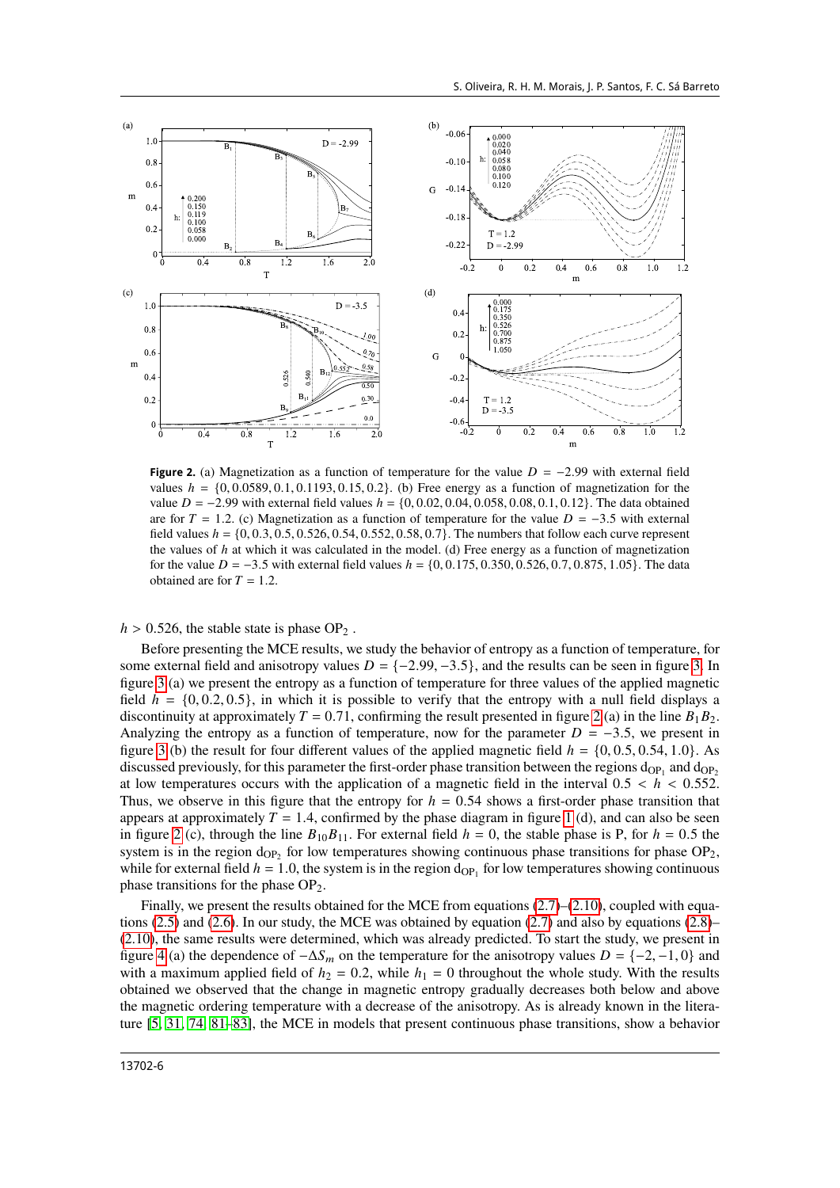**Figure 2.** (a) Magnetization as a function of temperature for the value $D = -2.99$ with external field values $h = \{0, 0.0589, 0.1, 0.1193, 0.15, 0.2\}$. (b) Free energy as a function of magnetization for the value $D = -2.99$ with external field values $h = \{0, 0.02, 0.04, 0.058, 0.08, 0.1, 0.12\}$. The data obtained are for $T = 1.2$. (c) Magnetization as a function of temperature for the value $D = -3.5$ with external field values $h = \{0, 0.3, 0.5, 0.526, 0.54, 0.552, 0.58, 0.7\}$. The numbers that follow each curve represent the values of $h$ at which it was calculated in the model. (d) Free energy as a function of magnetization for the value $D = -3.5$ with external field values $h = \{0, 0.175, 0.350, 0.526, 0.7, 0.875, 1.05\}$. The data obtained are for $T = 1.2$.

$h > 0.526$, the stable state is phase $\mathrm{OP}_2$ .

Before presenting the MCE results, we study the behavior of entropy as a function of temperature, for some external field and anisotropy values $D = \{-2.99, -3.5\}$, and the results can be seen in figure 3. In figure 3 (a) we present the entropy as a function of temperature for three values of the applied magnetic field $h = \{0, 0.2, 0.5\}$, in which it is possible to verify that the entropy with a null field displays a discontinuity at approximately $T = 0.71$, confirming the result presented in figure 2 (a) in the line $B_1B_2$. Analyzing the entropy as a function of temperature, now for the parameter $D = -3.5$, we present in figure 3 (b) the result for four different values of the applied magnetic field $h = \{0, 0.5, 0.54, 1.0\}$. As discussed previously, for this parameter the first-order phase transition between the regions $\mathrm{d}_{\mathrm{OP}_1}$ and $\mathrm{d}_{\mathrm{OP}_2}$ at low temperatures occurs with the application of a magnetic field in the interval $0.5 < h < 0.552$. Thus, we observe in this figure that the entropy for $h = 0.54$ shows a first-order phase transition that appears at approximately $T = 1.4$, confirmed by the phase diagram in figure 1 (d), and can also be seen in figure 2 (c), through the line $B_{10}B_{11}$. For external field $h = 0$, the stable phase is P, for $h = 0.5$ the system is in the region $\mathrm{d}_{\mathrm{OP}_2}$ for low temperatures showing continuous phase transitions for phase $\mathrm{OP}_2$, while for external field $h = 1.0$, the system is in the region $\mathrm{d}_{\mathrm{OP}_1}$ for low temperatures showing continuous phase transitions for the phase $\mathrm{OP}_2$.

Finally, we present the results obtained for the MCE from equations (2.7)–(2.10), coupled with equations (2.5) and (2.6). In our study, the MCE was obtained by equation (2.7) and also by equations (2.8)–(2.10), the same results were determined, which was already predicted. To start the study, we present in figure 4 (a) the dependence of $-\Delta S_m$ on the temperature for the anisotropy values $D = \{-2, -1, 0\}$ and with a maximum applied field of $h_2 = 0.2$, while $h_1 = 0$ throughout the whole study. With the results obtained we observed that the change in magnetic entropy gradually decreases both below and above the magnetic ordering temperature with a decrease of the anisotropy. As is already known in the literature [5, 31, 74, 81–83], the MCE in models that present continuous phase transitions, show a behavior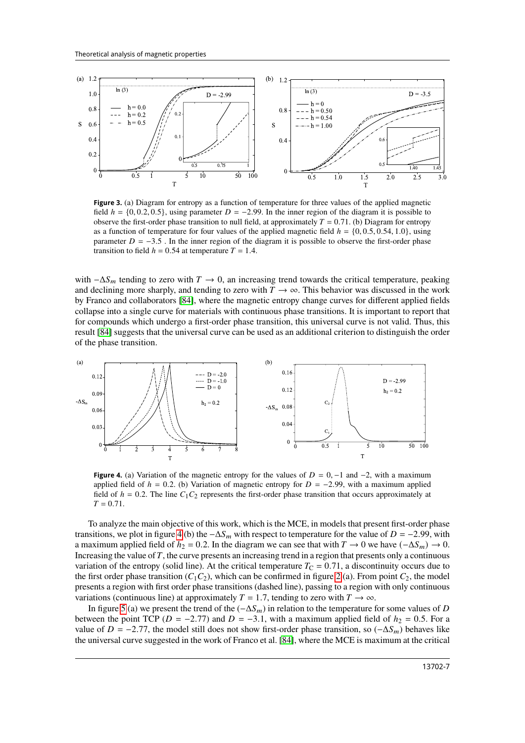**Figure 3.** (a) Diagram for entropy as a function of temperature for three values of the applied magnetic field $h = \{0, 0.2, 0.5\}$, using parameter $D = -2.99$. In the inner region of the diagram it is possible to observe the first-order phase transition to null field, at approximately $T = 0.71$. (b) Diagram for entropy as a function of temperature for four values of the applied magnetic field $h = \{0, 0.5, 0.54, 1.0\}$, using parameter $D = -3.5$ . In the inner region of the diagram it is possible to observe the first-order phase transition to field $h = 0.54$ at temperature $T = 1.4$.

with $-\Delta S_m$ tending to zero with $T \to 0$, an increasing trend towards the critical temperature, peaking and declining more sharply, and tending to zero with $T \to \infty$. This behavior was discussed in the work by Franco and collaborators [84], where the magnetic entropy change curves for different applied fields collapse into a single curve for materials with continuous phase transitions. It is important to report that for compounds which undergo a first-order phase transition, this universal curve is not valid. Thus, this result [84] suggests that the universal curve can be used as an additional criterion to distinguish the order of the phase transition.

**Figure 4.** (a) Variation of the magnetic entropy for the values of $D = 0, -1$ and $-2$, with a maximum applied field of $h = 0.2$. (b) Variation of magnetic entropy for $D = -2.99$, with a maximum applied field of $h = 0.2$. The line $C_1C_2$ represents the first-order phase transition that occurs approximately at $T = 0.71$.

To analyze the main objective of this work, which is the MCE, in models that present first-order phase transitions, we plot in figure 4 (b) the $-\Delta S_m$ with respect to temperature for the value of $D = -2.99$, with a maximum applied field of $h_2 = 0.2$. In the diagram we can see that with $T \to 0$ we have $(-\Delta S_m) \to 0$. Increasing the value of $T$, the curve presents an increasing trend in a region that presents only a continuous variation of the entropy (solid line). At the critical temperature $T_C = 0.71$, a discontinuity occurs due to the first order phase transition ($C_1C_2$), which can be confirmed in figure 2 (a). From point $C_2$, the model presents a region with first order phase transitions (dashed line), passing to a region with only continuous variations (continuous line) at approximately $T = 1.7$, tending to zero with $T \to \infty$.

In figure 5 (a) we present the trend of the $(-\Delta S_m)$ in relation to the temperature for some values of $D$ between the point TCP ($D = -2.77$) and $D = -3.1$, with a maximum applied field of $h_2 = 0.5$. For a value of $D = -2.77$, the model still does not show first-order phase transition, so $(-\Delta S_m)$ behaves like the universal curve suggested in the work of Franco et al. [84], where the MCE is maximum at the critical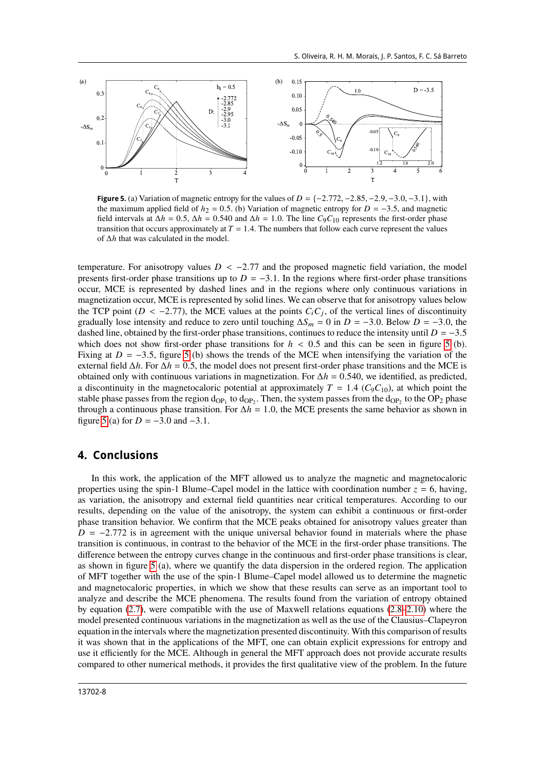**Figure 5.** (a) Variation of magnetic entropy for the values of $D = \{-2.772, -2.85, -2.9, -3.0, -3.1\}$, with the maximum applied field of $h_2 = 0.5$. (b) Variation of magnetic entropy for $D = -3.5$, and magnetic field intervals at $\Delta h = 0.5$, $\Delta h = 0.540$ and $\Delta h = 1.0$. The line $C_9C_{10}$ represents the first-order phase transition that occurs approximately at $T = 1.4$. The numbers that follow each curve represent the values of $\Delta h$ that was calculated in the model.

temperature. For anisotropy values $D < -2.77$ and the proposed magnetic field variation, the model presents first-order phase transitions up to $D = -3.1$. In the regions where first-order phase transitions occur, MCE is represented by dashed lines and in the regions where only continuous variations in magnetization occur, MCE is represented by solid lines. We can observe that for anisotropy values below the TCP point ($D < -2.77$), the MCE values at the points $C_iC_j$, of the vertical lines of discontinuity gradually lose intensity and reduce to zero until touching $\Delta S_m = 0$ in $D = -3.0$. Below $D = -3.0$, the dashed line, obtained by the first-order phase transitions, continues to reduce the intensity until $D = -3.5$ which does not show first-order phase transitions for $h < 0.5$ and this can be seen in figure 5 (b). Fixing at $D = -3.5$, figure 5 (b) shows the trends of the MCE when intensifying the variation of the external field $\Delta h$. For $\Delta h = 0.5$, the model does not present first-order phase transitions and the MCE is obtained only with continuous variations in magnetization. For $\Delta h = 0.540$, we identified, as predicted, a discontinuity in the magnetocaloric potential at approximately $T = 1.4$ ($C_9C_{10}$), at which point the stable phase passes from the region $\mathrm{d_{OP_1}}$ to $\mathrm{d_{OP_2}}$. Then, the system passes from the $\mathrm{d_{OP_2}}$ to the $\mathrm{OP_2}$ phase through a continuous phase transition. For $\Delta h = 1.0$, the MCE presents the same behavior as shown in figure 5 (a) for $D = -3.0$ and $-3.1$.

## 4. Conclusions

In this work, the application of the MFT allowed us to analyze the magnetic and magnetocaloric properties using the spin-1 Blume–Capel model in the lattice with coordination number $z = 6$, having, as variation, the anisotropy and external field quantities near critical temperatures. According to our results, depending on the value of the anisotropy, the system can exhibit a continuous or first-order phase transition behavior. We confirm that the MCE peaks obtained for anisotropy values greater than $D = -2.772$ is in agreement with the unique universal behavior found in materials where the phase transition is continuous, in contrast to the behavior of the MCE in the first-order phase transitions. The difference between the entropy curves change in the continuous and first-order phase transitions is clear, as shown in figure 5 (a), where we quantify the data dispersion in the ordered region. The application of MFT together with the use of the spin-1 Blume–Capel model allowed us to determine the magnetic and magnetocaloric properties, in which we show that these results can serve as an important tool to analyze and describe the MCE phenomena. The results found from the variation of entropy obtained by equation (2.7), were compatible with the use of Maxwell relations equations (2.8–2.10) where the model presented continuous variations in the magnetization as well as the use of the Clausius–Clapeyron equation in the intervals where the magnetization presented discontinuity. With this comparison of results it was shown that in the applications of the MFT, one can obtain explicit expressions for entropy and use it efficiently for the MCE. Although in general the MFT approach does not provide accurate results compared to other numerical methods, it provides the first qualitative view of the problem. In the future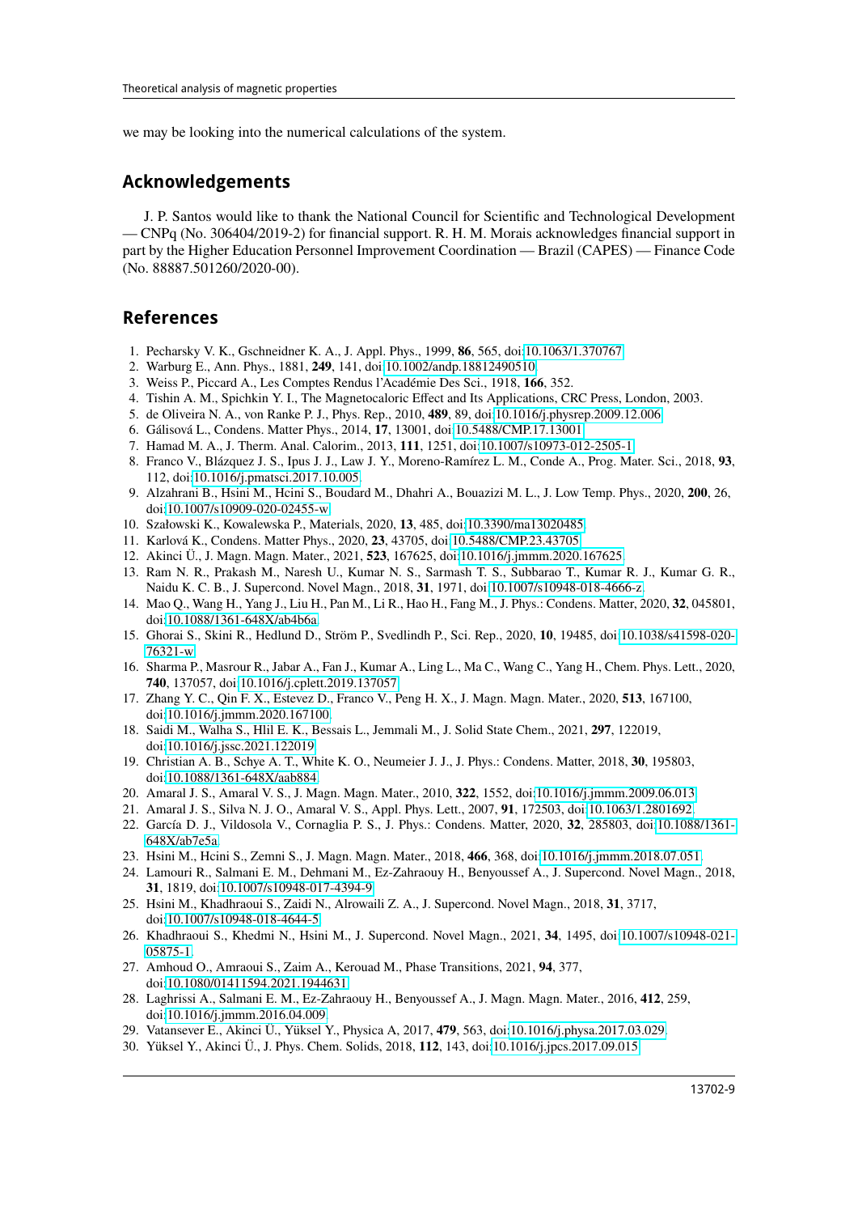we may be looking into the numerical calculations of the system.

## Acknowledgements

J. P. Santos would like to thank the National Council for Scientific and Technological Development — CNPq (No. 306404/2019-2) for financial support. R. H. M. Morais acknowledges financial support in part by the Higher Education Personnel Improvement Coordination — Brazil (CAPES) — Finance Code (No. 88887.501260/2020-00).

## References

1. Pecharsky V. K., Gschneidner K. A., J. Appl. Phys., 1999, **86**, 565, doi:10.1063/1.370767.
2. Warburg E., Ann. Phys., 1881, **249**, 141, doi:10.1002/andp.18812490510.
3. Weiss P., Piccard A., Les Comptes Rendus l'Académie Des Sci., 1918, **166**, 352.
4. Tishin A. M., Spichkin Y. I., The Magnetocaloric Effect and Its Applications, CRC Press, London, 2003.
5. de Oliveira N. A., von Ranke P. J., Phys. Rep., 2010, **489**, 89, doi:10.1016/j.physrep.2009.12.006.
6. Gálisová L., Condens. Matter Phys., 2014, **17**, 13001, doi:10.5488/CMP.17.13001.
7. Hamad M. A., J. Therm. Anal. Calorim., 2013, **111**, 1251, doi:10.1007/s10973-012-2505-1.
8. Franco V., Blázquez J. S., Ipus J. J., Law J. Y., Moreno-Ramírez L. M., Conde A., Prog. Mater. Sci., 2018, **93**, 112, doi:10.1016/j.pmatsci.2017.10.005.
9. Alzahrani B., Hsini M., Hcini S., Boudard M., Dhahri A., Bouazizi M. L., J. Low Temp. Phys., 2020, **200**, 26, doi:10.1007/s10909-020-02455-w.
10. Szałowski K., Kowalewska P., Materials, 2020, **13**, 485, doi:10.3390/ma13020485.
11. Karlová K., Condens. Matter Phys., 2020, **23**, 43705, doi:10.5488/CMP.23.43705.
12. Akinci Ü., J. Magn. Magn. Mater., 2021, **523**, 167625, doi:10.1016/j.jmmm.2020.167625.
13. Ram N. R., Prakash M., Naresh U., Kumar N. S., Sarmash T. S., Subbarao T., Kumar R. J., Kumar G. R., Naidu K. C. B., J. Supercond. Novel Magn., 2018, **31**, 1971, doi:10.1007/s10948-018-4666-z.
14. Mao Q., Wang H., Yang J., Liu H., Pan M., Li R., Hao H., Fang M., J. Phys.: Condens. Matter, 2020, **32**, 045801, doi:10.1088/1361-648X/ab4b6a.
15. Ghorai S., Skini R., Hedlund D., Ström P., Svedlindh P., Sci. Rep., 2020, **10**, 19485, doi:10.1038/s41598-020-76321-w.
16. Sharma P., Masrour R., Jabar A., Fan J., Kumar A., Ling L., Ma C., Wang C., Yang H., Chem. Phys. Lett., 2020, **740**, 137057, doi:10.1016/j.cplett.2019.137057.
17. Zhang Y. C., Qin F. X., Estevez D., Franco V., Peng H. X., J. Magn. Magn. Mater., 2020, **513**, 167100, doi:10.1016/j.jmmm.2020.167100.
18. Saidi M., Walha S., Hlil E. K., Bessais L., Jemmali M., J. Solid State Chem., 2021, **297**, 122019, doi:10.1016/j.jssc.2021.122019.
19. Christian A. B., Schye A. T., White K. O., Neumeier J. J., J. Phys.: Condens. Matter, 2018, **30**, 195803, doi:10.1088/1361-648X/aab884.
20. Amaral J. S., Amaral V. S., J. Magn. Magn. Mater., 2010, **322**, 1552, doi:10.1016/j.jmmm.2009.06.013.
21. Amaral J. S., Silva N. J. O., Amaral V. S., Appl. Phys. Lett., 2007, **91**, 172503, doi:10.1063/1.2801692.
22. García D. J., Vildosola V., Cornaglia P. S., J. Phys.: Condens. Matter, 2020, **32**, 285803, doi:10.1088/1361-648X/ab7e5a.
23. Hsini M., Hcini S., Zemni S., J. Magn. Magn. Mater., 2018, **466**, 368, doi:10.1016/j.jmmm.2018.07.051.
24. Lamouri R., Salmani E. M., Dehmani M., Ez-Zahraouy H., Benyoussef A., J. Supercond. Novel Magn., 2018, **31**, 1819, doi:10.1007/s10948-017-4394-9.
25. Hsini M., Khadhraoui S., Zaidi N., Alrowaili Z. A., J. Supercond. Novel Magn., 2018, **31**, 3717, doi:10.1007/s10948-018-4644-5.
26. Khadhraoui S., Khedmi N., Hsini M., J. Supercond. Novel Magn., 2021, **34**, 1495, doi:10.1007/s10948-021-05875-1.
27. Amhoud O., Amraoui S., Zaim A., Kerouad M., Phase Transitions, 2021, **94**, 377, doi:10.1080/01411594.2021.1944631.
28. Laghrissi A., Salmani E. M., Ez-Zahraouy H., Benyoussef A., J. Magn. Magn. Mater., 2016, **412**, 259, doi:10.1016/j.jmmm.2016.04.009.
29. Vatansever E., Akinci Ü., Yüksel Y., Physica A, 2017, **479**, 563, doi:10.1016/j.physa.2017.03.029.
30. Yüksel Y., Akinci Ü., J. Phys. Chem. Solids, 2018, **112**, 143, doi:10.1016/j.jpcs.2017.09.015.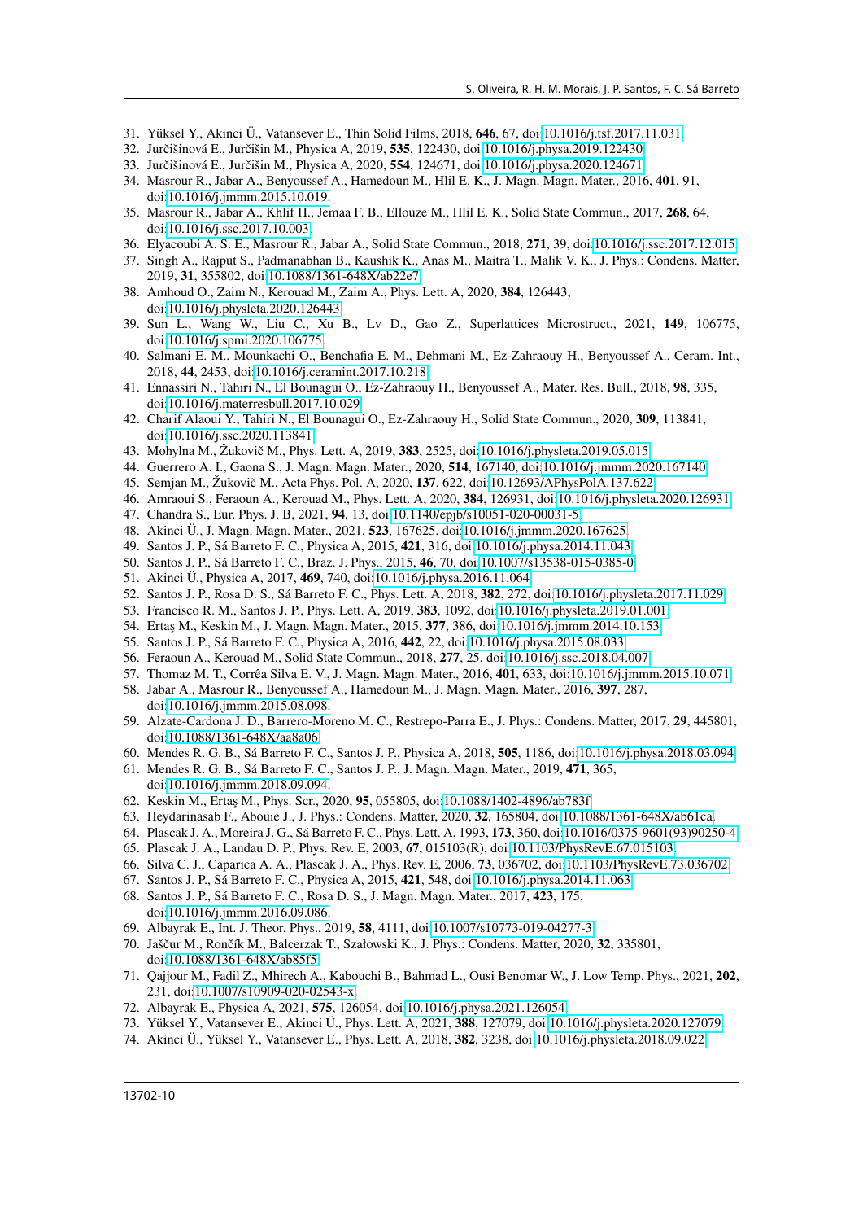31. Yüksel Y., Akinci Ü., Vatansever E., Thin Solid Films, 2018, **646**, 67, doi:10.1016/j.tsf.2017.11.031.
32. Jurčišinová E., Jurčišin M., Physica A, 2019, **535**, 122430, doi:10.1016/j.physa.2019.122430.
33. Jurčišinová E., Jurčišin M., Physica A, 2020, **554**, 124671, doi:10.1016/j.physa.2020.124671.
34. Masrour R., Jabar A., Benyoussef A., Hamedoun M., Hlil E. K., J. Magn. Magn. Mater., 2016, **401**, 91, doi:10.1016/j.jmmm.2015.10.019.
35. Masrour R., Jabar A., Khlif H., Jemaa F. B., Ellouze M., Hlil E. K., Solid State Commun., 2017, **268**, 64, doi:10.1016/j.ssc.2017.10.003.
36. Elyacoubi A. S. E., Masrour R., Jabar A., Solid State Commun., 2018, **271**, 39, doi:10.1016/j.ssc.2017.12.015.
37. Singh A., Rajput S., Padmanabhan B., Kaushik K., Anas M., Maitra T., Malik V. K., J. Phys.: Condens. Matter, 2019, **31**, 355802, doi:10.1088/1361-648X/ab22e7.
38. Amhoud O., Zaim N., Kerouad M., Zaim A., Phys. Lett. A, 2020, **384**, 126443, doi:10.1016/j.physleta.2020.126443.
39. Sun L., Wang W., Liu C., Xu B., Lv D., Gao Z., Superlattices Microstruct., 2021, **149**, 106775, doi:10.1016/j.spmi.2020.106775.
40. Salmani E. M., Mounkachi O., Benchafia E. M., Dehmani M., Ez-Zahraouy H., Benyoussef A., Ceram. Int., 2018, **44**, 2453, doi:10.1016/j.ceramint.2017.10.218.
41. Ennassiri N., Tahiri N., El Bounagui O., Ez-Zahraouy H., Benyoussef A., Mater. Res. Bull., 2018, **98**, 335, doi:10.1016/j.materresbull.2017.10.029.
42. Charif Alaoui Y., Tahiri N., El Bounagui O., Ez-Zahraouy H., Solid State Commun., 2020, **309**, 113841, doi:10.1016/j.ssc.2020.113841.
43. Mohylna M., Žukovič M., Phys. Lett. A, 2019, **383**, 2525, doi:10.1016/j.physleta.2019.05.015.
44. Guerrero A. I., Gaona S., J. Magn. Magn. Mater., 2020, **514**, 167140, doi:10.1016/j.jmmm.2020.167140.
45. Semjan M., Žukovič M., Acta Phys. Pol. A, 2020, **137**, 622, doi:10.12693/APhysPolA.137.622.
46. Amraoui S., Feraoun A., Kerouad M., Phys. Lett. A, 2020, **384**, 126931, doi:10.1016/j.physleta.2020.126931.
47. Chandra S., Eur. Phys. J. B, 2021, **94**, 13, doi:10.1140/epjb/s10051-020-00031-5.
48. Akinci Ü., J. Magn. Magn. Mater., 2021, **523**, 167625, doi:10.1016/j.jmmm.2020.167625.
49. Santos J. P., Sá Barreto F. C., Physica A, 2015, **421**, 316, doi:10.1016/j.physa.2014.11.043.
50. Santos J. P., Sá Barreto F. C., Braz. J. Phys., 2015, **46**, 70, doi:10.1007/s13538-015-0385-0.
51. Akinci Ü., Physica A, 2017, **469**, 740, doi:10.1016/j.physa.2016.11.064.
52. Santos J. P., Rosa D. S., Sá Barreto F. C., Phys. Lett. A, 2018, **382**, 272, doi:10.1016/j.physleta.2017.11.029.
53. Francisco R. M., Santos J. P., Phys. Lett. A, 2019, **383**, 1092, doi:10.1016/j.physleta.2019.01.001.
54. Ertaş M., Keskin M., J. Magn. Magn. Mater., 2015, **377**, 386, doi:10.1016/j.jmmm.2014.10.153.
55. Santos J. P., Sá Barreto F. C., Physica A, 2016, **442**, 22, doi:10.1016/j.physa.2015.08.033.
56. Feraoun A., Kerouad M., Solid State Commun., 2018, **277**, 25, doi:10.1016/j.ssc.2018.04.007.
57. Thomaz M. T., Corrêa Silva E. V., J. Magn. Magn. Mater., 2016, **401**, 633, doi:10.1016/j.jmmm.2015.10.071.
58. Jabar A., Masrour R., Benyoussef A., Hamedoun M., J. Magn. Magn. Mater., 2016, **397**, 287, doi:10.1016/j.jmmm.2015.08.098.
59. Alzate-Cardona J. D., Barrero-Moreno M. C., Restrepo-Parra E., J. Phys.: Condens. Matter, 2017, **29**, 445801, doi:10.1088/1361-648X/aa8a06.
60. Mendes R. G. B., Sá Barreto F. C., Santos J. P., Physica A, 2018, **505**, 1186, doi:10.1016/j.physa.2018.03.094.
61. Mendes R. G. B., Sá Barreto F. C., Santos J. P., J. Magn. Magn. Mater., 2019, **471**, 365, doi:10.1016/j.jmmm.2018.09.094.
62. Keskin M., Ertaş M., Phys. Scr., 2020, **95**, 055805, doi:10.1088/1402-4896/ab783f.
63. Heydarinasab F., Abouie J., J. Phys.: Condens. Matter, 2020, **32**, 165804, doi:10.1088/1361-648X/ab61ca.
64. Plascak J. A., Moreira J. G., Sá Barreto F. C., Phys. Lett. A, 1993, **173**, 360, doi:10.1016/0375-9601(93)90250-4.
65. Plascak J. A., Landau D. P., Phys. Rev. E, 2003, **67**, 015103(R), doi:10.1103/PhysRevE.67.015103.
66. Silva C. J., Caparica A. A., Plascak J. A., Phys. Rev. E, 2006, **73**, 036702, doi:10.1103/PhysRevE.73.036702.
67. Santos J. P., Sá Barreto F. C., Physica A, 2015, **421**, 548, doi:10.1016/j.physa.2014.11.063.
68. Santos J. P., Sá Barreto F. C., Rosa D. S., J. Magn. Magn. Mater., 2017, **423**, 175, doi:10.1016/j.jmmm.2016.09.086.
69. Albayrak E., Int. J. Theor. Phys., 2019, **58**, 4111, doi:10.1007/s10773-019-04277-3.
70. Jaščur M., Rončík M., Balcerzak T., Szałowski K., J. Phys.: Condens. Matter, 2020, **32**, 335801, doi:10.1088/1361-648X/ab85f5.
71. Qajjour M., Fadil Z., Mhirech A., Kabouchi B., Bahmad L., Ousi Benomar W., J. Low Temp. Phys., 2021, **202**, 231, doi:10.1007/s10909-020-02543-x.
72. Albayrak E., Physica A, 2021, **575**, 126054, doi:10.1016/j.physa.2021.126054.
73. Yüksel Y., Vatansever E., Akinci Ü., Phys. Lett. A, 2021, **388**, 127079, doi:10.1016/j.physleta.2020.127079.
74. Akinci Ü., Yüksel Y., Vatansever E., Phys. Lett. A, 2018, **382**, 3238, doi:10.1016/j.physleta.2018.09.022.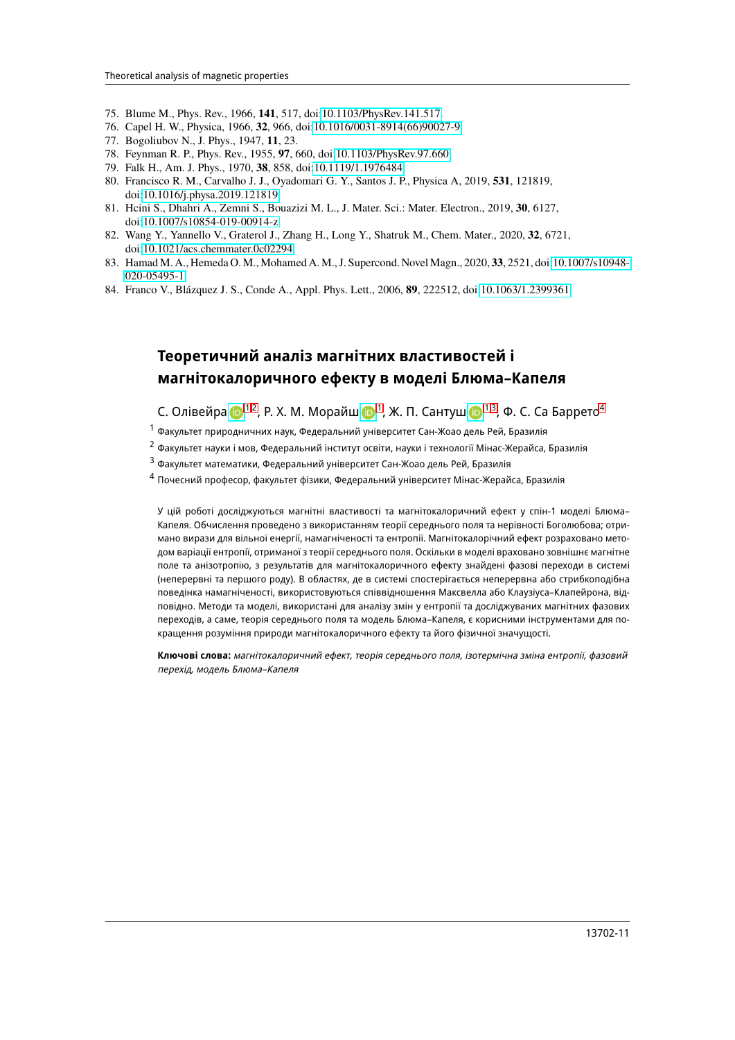75. Blume M., Phys. Rev., 1966, **141**, 517, doi:10.1103/PhysRev.141.517.
76. Capel H. W., Physica, 1966, **32**, 966, doi:10.1016/0031-8914(66)90027-9.
77. Bogoliubov N., J. Phys., 1947, **11**, 23.
78. Feynman R. P., Phys. Rev., 1955, **97**, 660, doi:10.1103/PhysRev.97.660.
79. Falk H., Am. J. Phys., 1970, **38**, 858, doi:10.1119/1.1976484.
80. Francisco R. M., Carvalho J. J., Oyadomari G. Y., Santos J. P., Physica A, 2019, **531**, 121819, doi:10.1016/j.physa.2019.121819.
81. Hcini S., Dhahri A., Zemni S., Bouazizi M. L., J. Mater. Sci.: Mater. Electron., 2019, **30**, 6127, doi:10.1007/s10854-019-00914-z.
82. Wang Y., Yannello V., Graterol J., Zhang H., Long Y., Shatruk M., Chem. Mater., 2020, **32**, 6721, doi:10.1021/acs.chemmater.0c02294.
83. Hamad M. A., Hemeda O. M., Mohamed A. M., J. Supercond. Novel Magn., 2020, **33**, 2521, doi:10.1007/s10948-020-05495-1.
84. Franco V., Blázquez J. S., Conde A., Appl. Phys. Lett., 2006, **89**, 222512, doi:10.1063/1.2399361.

## Теоретичний аналіз магнітних властивостей і магнітокалоричного ефекту в моделі Блюма–Капеля

С. Олівейра[1,2], Р. Х. М. Морайш[1], Ж. П. Сантуш[1,3], Ф. С. Са Баррето[4]

[1] Факультет природничих наук, Федеральний університет Сан-Жоао дель Рей, Бразилія

[2] Факультет науки і мов, Федеральний інститут освіти, науки і технології Мінас-Жерайса, Бразилія

[3] Факультет математики, Федеральний університет Сан-Жоао дель Рей, Бразилія

[4] Почесний професор, факультет фізики, Федеральний університет Мінас-Жерайса, Бразилія

У цій роботі досліджуються магнітні властивості та магнітокалоричний ефект у спін-1 моделі Блюма–Капеля. Обчислення проведено з використанням теорії середнього поля та нерівності Боголюбова; отримано вирази для вільної енергії, намагніченості та ентропії. Магнітокалоричний ефект розраховано методом варіації ентропії, отриманої з теорії середнього поля. Оскільки в моделі враховано зовнішнє магнітне поле та анізотропію, з результатів для магнітокалоричного ефекту знайдені фазові переходи в системі (неперервні та першого роду). В областях, де в системі спостерігається неперервна або стрибкоподібна поведінка намагніченості, використовуються співвідношення Максвелла або Клаузіуса–Клапейрона, відповідно. Методи та моделі, використані для аналізу змін у ентропії та досліджуваних магнітних фазових переходів, а саме, теорія середнього поля та модель Блюма–Капеля, є корисними інструментами для покращення розуміння природи магнітокалоричного ефекту та його фізичної значущості.

**Ключові слова:** *магнітокалоричний ефект, теорія середнього поля, ізотермічна зміна ентропії, фазовий перехід, модель Блюма–Капеля*